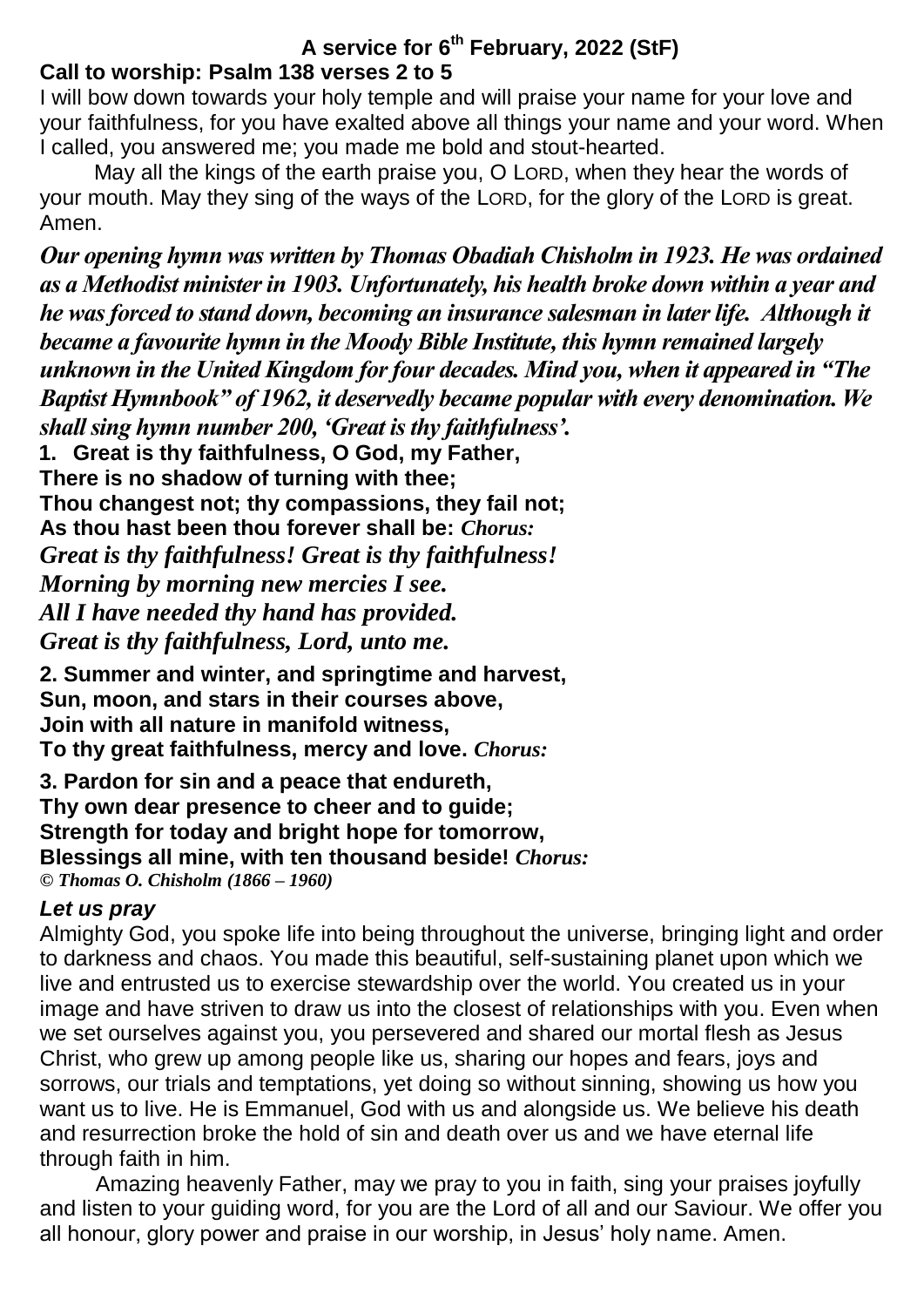# A service for 6th February, 2022 (StF)

**Call to worship: Psalm 138 verses 2 to 5**

I will bow down towards your holy temple and will praise your name for your love and your faithfulness, for you have exalted above all things your name and your word. When I called, you answered me; you made me bold and stout-hearted.

May all the kings of the earth praise you, O LORD, when they hear the words of your mouth. May they sing of the ways of the LORD, for the glory of the LORD is great. Amen.

***Our opening hymn was written by Thomas Obadiah Chisholm in 1923. He was ordained as a Methodist minister in 1903. Unfortunately, his health broke down within a year and he was forced to stand down, becoming an insurance salesman in later life. Although it became a favourite hymn in the Moody Bible Institute, this hymn remained largely unknown in the United Kingdom for four decades. Mind you, when it appeared in "The Baptist Hymnbook" of 1962, it deservedly became popular with every denomination. We shall sing hymn number 200, 'Great is thy faithfulness'.***

**1. Great is thy faithfulness, O God, my Father,**
**There is no shadow of turning with thee;**
**Thou changest not; thy compassions, they fail not;**
**As thou hast been thou forever shall be:** ***Chorus:***
***Great is thy faithfulness! Great is thy faithfulness!***
***Morning by morning new mercies I see.***
***All I have needed thy hand has provided.***
***Great is thy faithfulness, Lord, unto me.***

**2. Summer and winter, and springtime and harvest,**
**Sun, moon, and stars in their courses above,**
**Join with all nature in manifold witness,**
**To thy great faithfulness, mercy and love.** ***Chorus:***

**3. Pardon for sin and a peace that endureth,**
**Thy own dear presence to cheer and to guide;**
**Strength for today and bright hope for tomorrow,**
**Blessings all mine, with ten thousand beside!** ***Chorus:***

***© Thomas O. Chisholm (1866 – 1960)***

***Let us pray***

Almighty God, you spoke life into being throughout the universe, bringing light and order to darkness and chaos. You made this beautiful, self-sustaining planet upon which we live and entrusted us to exercise stewardship over the world. You created us in your image and have striven to draw us into the closest of relationships with you. Even when we set ourselves against you, you persevered and shared our mortal flesh as Jesus Christ, who grew up among people like us, sharing our hopes and fears, joys and sorrows, our trials and temptations, yet doing so without sinning, showing us how you want us to live. He is Emmanuel, God with us and alongside us. We believe his death and resurrection broke the hold of sin and death over us and we have eternal life through faith in him.

Amazing heavenly Father, may we pray to you in faith, sing your praises joyfully and listen to your guiding word, for you are the Lord of all and our Saviour. We offer you all honour, glory power and praise in our worship, in Jesus' holy name. Amen.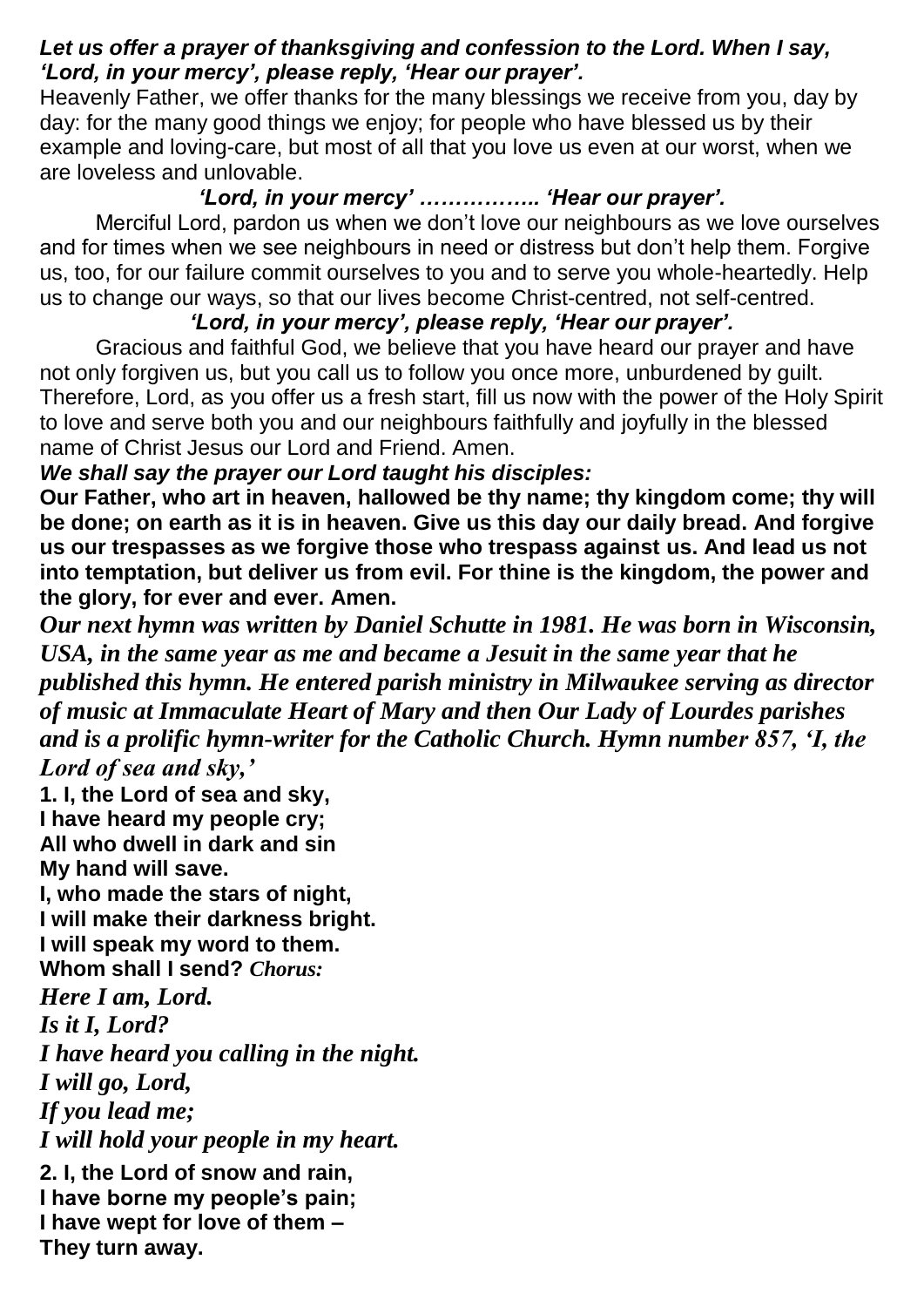***Let us offer a prayer of thanksgiving and confession to the Lord. When I say, 'Lord, in your mercy', please reply, 'Hear our prayer'.***

Heavenly Father, we offer thanks for the many blessings we receive from you, day by day: for the many good things we enjoy; for people who have blessed us by their example and loving-care, but most of all that you love us even at our worst, when we are loveless and unlovable.

***'Lord, in your mercy' …………….. 'Hear our prayer'.***

Merciful Lord, pardon us when we don't love our neighbours as we love ourselves and for times when we see neighbours in need or distress but don't help them. Forgive us, too, for our failure commit ourselves to you and to serve you whole-heartedly. Help us to change our ways, so that our lives become Christ-centred, not self-centred.

***'Lord, in your mercy', please reply, 'Hear our prayer'.***

Gracious and faithful God, we believe that you have heard our prayer and have not only forgiven us, but you call us to follow you once more, unburdened by guilt. Therefore, Lord, as you offer us a fresh start, fill us now with the power of the Holy Spirit to love and serve both you and our neighbours faithfully and joyfully in the blessed name of Christ Jesus our Lord and Friend. Amen.

***We shall say the prayer our Lord taught his disciples:***

**Our Father, who art in heaven, hallowed be thy name; thy kingdom come; thy will be done; on earth as it is in heaven. Give us this day our daily bread. And forgive us our trespasses as we forgive those who trespass against us. And lead us not into temptation, but deliver us from evil. For thine is the kingdom, the power and the glory, for ever and ever. Amen.**

***Our next hymn was written by Daniel Schutte in 1981. He was born in Wisconsin, USA, in the same year as me and became a Jesuit in the same year that he published this hymn. He entered parish ministry in Milwaukee serving as director of music at Immaculate Heart of Mary and then Our Lady of Lourdes parishes and is a prolific hymn-writer for the Catholic Church. Hymn number 857, 'I, the Lord of sea and sky,'***

**1. I, the Lord of sea and sky,**
**I have heard my people cry;**
**All who dwell in dark and sin**
**My hand will save.**
**I, who made the stars of night,**
**I will make their darkness bright.**
**I will speak my word to them.**
**Whom shall I send?** ***Chorus:***

***Here I am, Lord.***
***Is it I, Lord?***
***I have heard you calling in the night.***
***I will go, Lord,***
***If you lead me;***
***I will hold your people in my heart.***

**2. I, the Lord of snow and rain,**
**I have borne my people's pain;**
**I have wept for love of them –**
**They turn away.**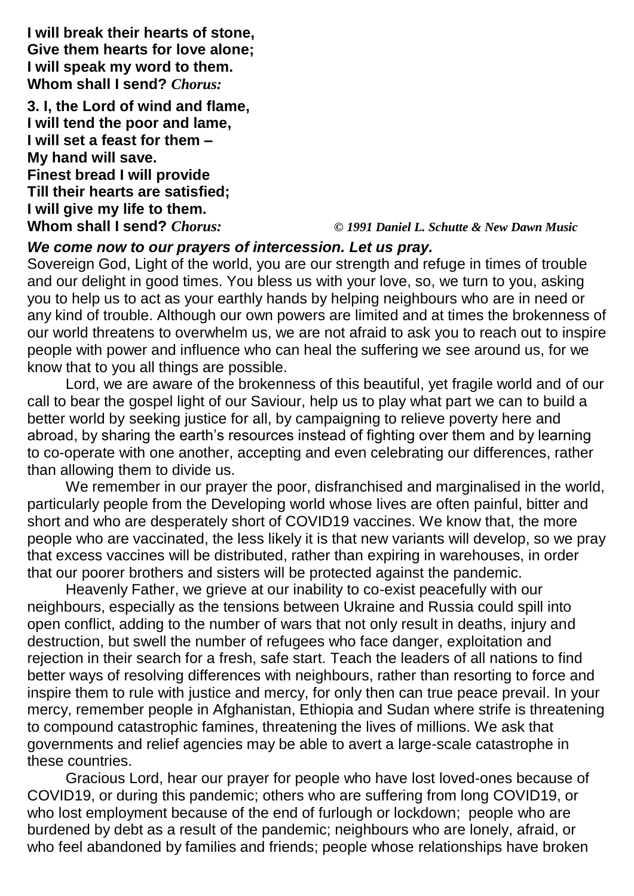**I will break their hearts of stone,**
**Give them hearts for love alone;**
**I will speak my word to them.**
**Whom shall I send?** ***Chorus:***

**3. I, the Lord of wind and flame,**
**I will tend the poor and lame,**
**I will set a feast for them –**
**My hand will save.**
**Finest bread I will provide**
**Till their hearts are satisfied;**
**I will give my life to them.**
**Whom shall I send?** ***Chorus:*** *© 1991 Daniel L. Schutte & New Dawn Music*

***We come now to our prayers of intercession. Let us pray.***

Sovereign God, Light of the world, you are our strength and refuge in times of trouble and our delight in good times. You bless us with your love, so, we turn to you, asking you to help us to act as your earthly hands by helping neighbours who are in need or any kind of trouble. Although our own powers are limited and at times the brokenness of our world threatens to overwhelm us, we are not afraid to ask you to reach out to inspire people with power and influence who can heal the suffering we see around us, for we know that to you all things are possible.

Lord, we are aware of the brokenness of this beautiful, yet fragile world and of our call to bear the gospel light of our Saviour, help us to play what part we can to build a better world by seeking justice for all, by campaigning to relieve poverty here and abroad, by sharing the earth's resources instead of fighting over them and by learning to co-operate with one another, accepting and even celebrating our differences, rather than allowing them to divide us.

We remember in our prayer the poor, disfranchised and marginalised in the world, particularly people from the Developing world whose lives are often painful, bitter and short and who are desperately short of COVID19 vaccines. We know that, the more people who are vaccinated, the less likely it is that new variants will develop, so we pray that excess vaccines will be distributed, rather than expiring in warehouses, in order that our poorer brothers and sisters will be protected against the pandemic.

Heavenly Father, we grieve at our inability to co-exist peacefully with our neighbours, especially as the tensions between Ukraine and Russia could spill into open conflict, adding to the number of wars that not only result in deaths, injury and destruction, but swell the number of refugees who face danger, exploitation and rejection in their search for a fresh, safe start. Teach the leaders of all nations to find better ways of resolving differences with neighbours, rather than resorting to force and inspire them to rule with justice and mercy, for only then can true peace prevail. In your mercy, remember people in Afghanistan, Ethiopia and Sudan where strife is threatening to compound catastrophic famines, threatening the lives of millions. We ask that governments and relief agencies may be able to avert a large-scale catastrophe in these countries.

Gracious Lord, hear our prayer for people who have lost loved-ones because of COVID19, or during this pandemic; others who are suffering from long COVID19, or who lost employment because of the end of furlough or lockdown; people who are burdened by debt as a result of the pandemic; neighbours who are lonely, afraid, or who feel abandoned by families and friends; people whose relationships have broken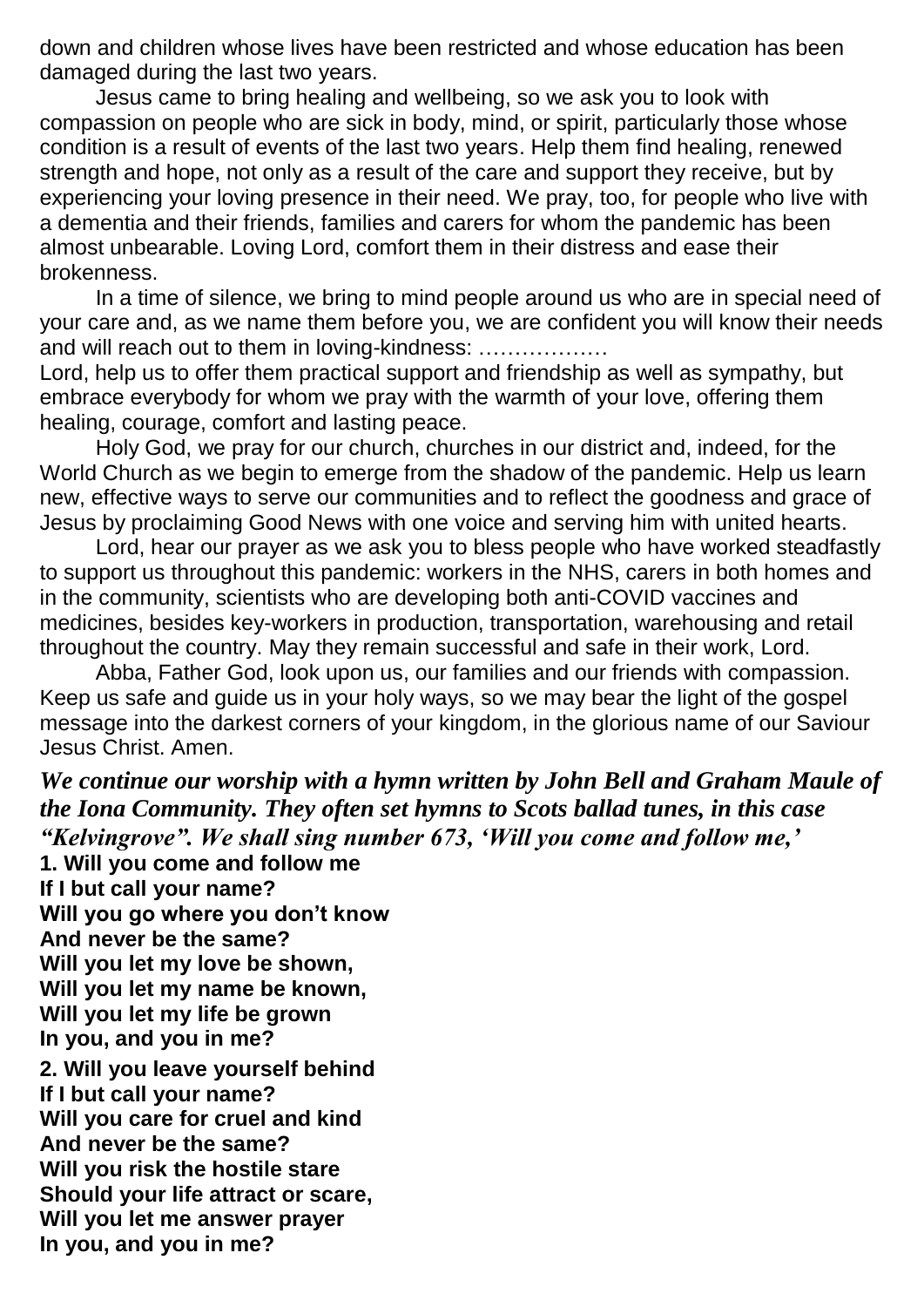down and children whose lives have been restricted and whose education has been damaged during the last two years.

Jesus came to bring healing and wellbeing, so we ask you to look with compassion on people who are sick in body, mind, or spirit, particularly those whose condition is a result of events of the last two years. Help them find healing, renewed strength and hope, not only as a result of the care and support they receive, but by experiencing your loving presence in their need. We pray, too, for people who live with a dementia and their friends, families and carers for whom the pandemic has been almost unbearable. Loving Lord, comfort them in their distress and ease their brokenness.

In a time of silence, we bring to mind people around us who are in special need of your care and, as we name them before you, we are confident you will know their needs and will reach out to them in loving-kindness: ………………

Lord, help us to offer them practical support and friendship as well as sympathy, but embrace everybody for whom we pray with the warmth of your love, offering them healing, courage, comfort and lasting peace.

Holy God, we pray for our church, churches in our district and, indeed, for the World Church as we begin to emerge from the shadow of the pandemic. Help us learn new, effective ways to serve our communities and to reflect the goodness and grace of Jesus by proclaiming Good News with one voice and serving him with united hearts.

Lord, hear our prayer as we ask you to bless people who have worked steadfastly to support us throughout this pandemic: workers in the NHS, carers in both homes and in the community, scientists who are developing both anti-COVID vaccines and medicines, besides key-workers in production, transportation, warehousing and retail throughout the country. May they remain successful and safe in their work, Lord.

Abba, Father God, look upon us, our families and our friends with compassion. Keep us safe and guide us in your holy ways, so we may bear the light of the gospel message into the darkest corners of your kingdom, in the glorious name of our Saviour Jesus Christ. Amen.

***We continue our worship with a hymn written by John Bell and Graham Maule of the Iona Community. They often set hymns to Scots ballad tunes, in this case "Kelvingrove". We shall sing number 673, 'Will you come and follow me,'***

**1. Will you come and follow me**
**If I but call your name?**
**Will you go where you don't know**
**And never be the same?**
**Will you let my love be shown,**
**Will you let my name be known,**
**Will you let my life be grown**
**In you, and you in me?**

**2. Will you leave yourself behind**
**If I but call your name?**
**Will you care for cruel and kind**
**And never be the same?**
**Will you risk the hostile stare**
**Should your life attract or scare,**
**Will you let me answer prayer**
**In you, and you in me?**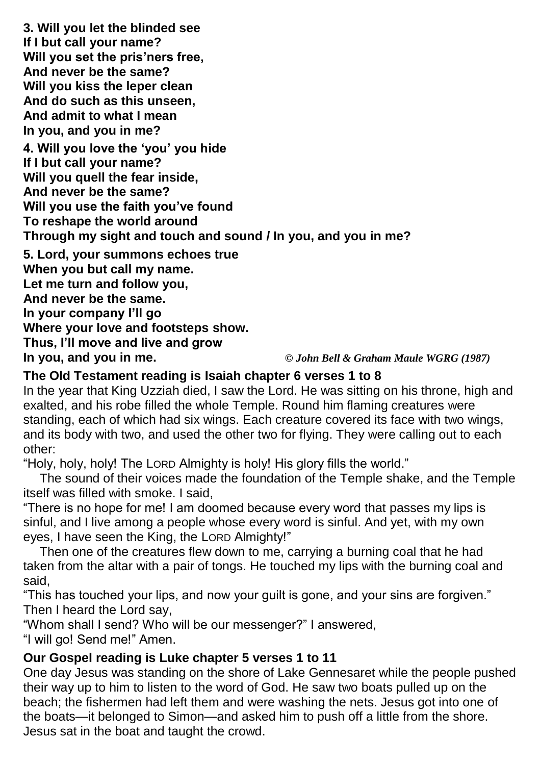**3. Will you let the blinded see**
**If I but call your name?**
**Will you set the pris'ners free,**
**And never be the same?**
**Will you kiss the leper clean**
**And do such as this unseen,**
**And admit to what I mean**
**In you, and you in me?**

**4. Will you love the 'you' you hide**
**If I but call your name?**
**Will you quell the fear inside,**
**And never be the same?**
**Will you use the faith you've found**
**To reshape the world around**
**Through my sight and touch and sound / In you, and you in me?**

**5. Lord, your summons echoes true**
**When you but call my name.**
**Let me turn and follow you,**
**And never be the same.**
**In your company I'll go**
**Where your love and footsteps show.**
**Thus, I'll move and live and grow**
**In you, and you in me.** *© John Bell & Graham Maule WGRG (1987)*

**The Old Testament reading is Isaiah chapter 6 verses 1 to 8**

In the year that King Uzziah died, I saw the Lord. He was sitting on his throne, high and exalted, and his robe filled the whole Temple. Round him flaming creatures were standing, each of which had six wings. Each creature covered its face with two wings, and its body with two, and used the other two for flying. They were calling out to each other:

"Holy, holy, holy! The LORD Almighty is holy! His glory fills the world."

The sound of their voices made the foundation of the Temple shake, and the Temple itself was filled with smoke. I said,

"There is no hope for me! I am doomed because every word that passes my lips is sinful, and I live among a people whose every word is sinful. And yet, with my own eyes, I have seen the King, the LORD Almighty!"

Then one of the creatures flew down to me, carrying a burning coal that he had taken from the altar with a pair of tongs. He touched my lips with the burning coal and said,

"This has touched your lips, and now your guilt is gone, and your sins are forgiven."

Then I heard the Lord say,

"Whom shall I send? Who will be our messenger?" I answered,

"I will go! Send me!" Amen.

**Our Gospel reading is Luke chapter 5 verses 1 to 11**

One day Jesus was standing on the shore of Lake Gennesaret while the people pushed their way up to him to listen to the word of God. He saw two boats pulled up on the beach; the fishermen had left them and were washing the nets. Jesus got into one of the boats—it belonged to Simon—and asked him to push off a little from the shore. Jesus sat in the boat and taught the crowd.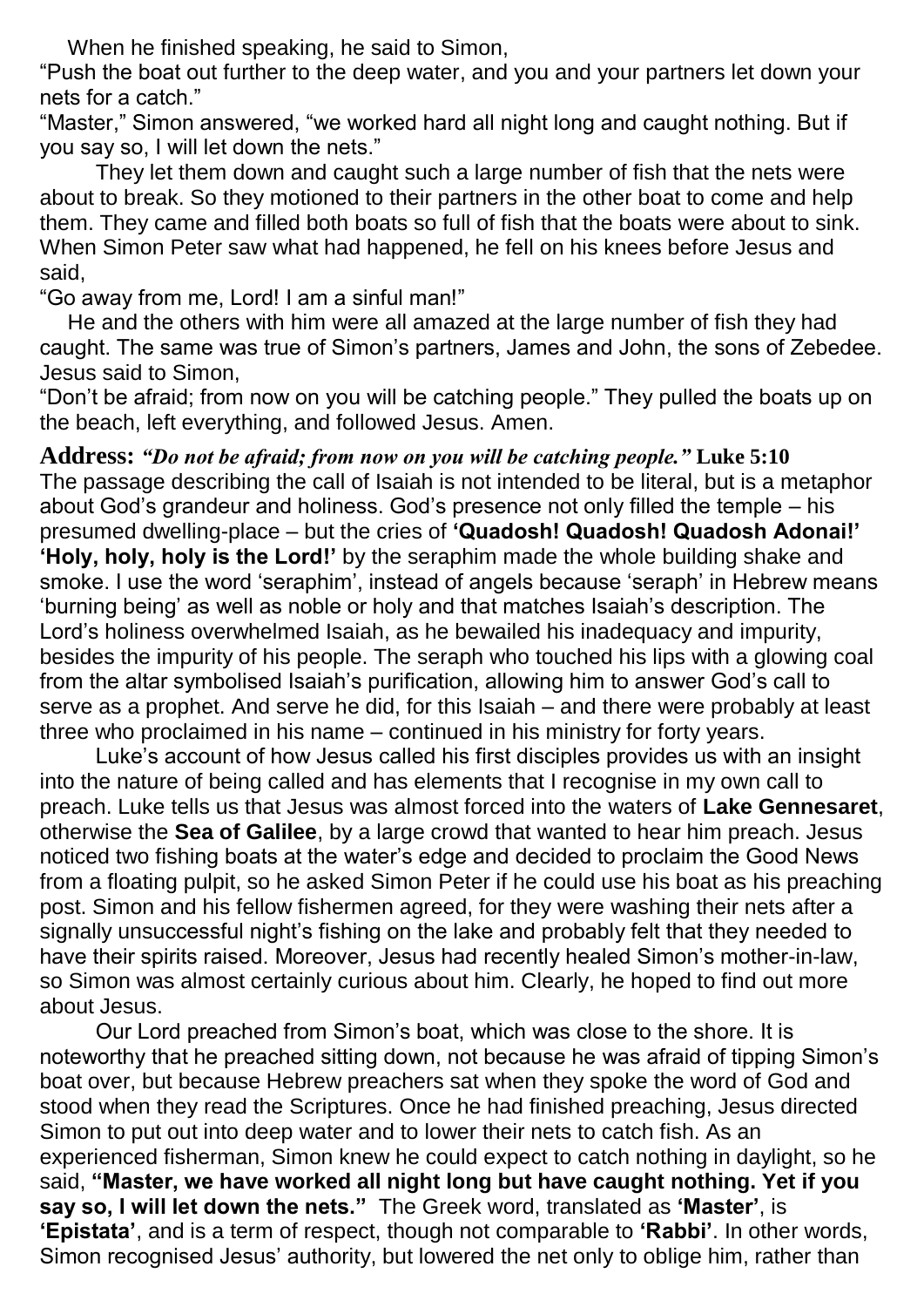When he finished speaking, he said to Simon,

"Push the boat out further to the deep water, and you and your partners let down your nets for a catch."

"Master," Simon answered, "we worked hard all night long and caught nothing. But if you say so, I will let down the nets."

They let them down and caught such a large number of fish that the nets were about to break. So they motioned to their partners in the other boat to come and help them. They came and filled both boats so full of fish that the boats were about to sink. When Simon Peter saw what had happened, he fell on his knees before Jesus and said,

"Go away from me, Lord! I am a sinful man!"

He and the others with him were all amazed at the large number of fish they had caught. The same was true of Simon's partners, James and John, the sons of Zebedee. Jesus said to Simon,

"Don't be afraid; from now on you will be catching people." They pulled the boats up on the beach, left everything, and followed Jesus. Amen.

**Address:** ***"Do not be afraid; from now on you will be catching people."*** **Luke 5:10**

The passage describing the call of Isaiah is not intended to be literal, but is a metaphor about God's grandeur and holiness. God's presence not only filled the temple – his presumed dwelling-place – but the cries of **'Quadosh! Quadosh! Quadosh Adonai!' 'Holy, holy, holy is the Lord!'** by the seraphim made the whole building shake and smoke. I use the word 'seraphim', instead of angels because 'seraph' in Hebrew means 'burning being' as well as noble or holy and that matches Isaiah's description. The Lord's holiness overwhelmed Isaiah, as he bewailed his inadequacy and impurity, besides the impurity of his people. The seraph who touched his lips with a glowing coal from the altar symbolised Isaiah's purification, allowing him to answer God's call to serve as a prophet. And serve he did, for this Isaiah – and there were probably at least three who proclaimed in his name – continued in his ministry for forty years.

Luke's account of how Jesus called his first disciples provides us with an insight into the nature of being called and has elements that I recognise in my own call to preach. Luke tells us that Jesus was almost forced into the waters of **Lake Gennesaret**, otherwise the **Sea of Galilee**, by a large crowd that wanted to hear him preach. Jesus noticed two fishing boats at the water's edge and decided to proclaim the Good News from a floating pulpit, so he asked Simon Peter if he could use his boat as his preaching post. Simon and his fellow fishermen agreed, for they were washing their nets after a signally unsuccessful night's fishing on the lake and probably felt that they needed to have their spirits raised. Moreover, Jesus had recently healed Simon's mother-in-law, so Simon was almost certainly curious about him. Clearly, he hoped to find out more about Jesus.

Our Lord preached from Simon's boat, which was close to the shore. It is noteworthy that he preached sitting down, not because he was afraid of tipping Simon's boat over, but because Hebrew preachers sat when they spoke the word of God and stood when they read the Scriptures. Once he had finished preaching, Jesus directed Simon to put out into deep water and to lower their nets to catch fish. As an experienced fisherman, Simon knew he could expect to catch nothing in daylight, so he said, **"Master, we have worked all night long but have caught nothing. Yet if you say so, I will let down the nets."** The Greek word, translated as **'Master'**, is **'Epistata'**, and is a term of respect, though not comparable to **'Rabbi'**. In other words, Simon recognised Jesus' authority, but lowered the net only to oblige him, rather than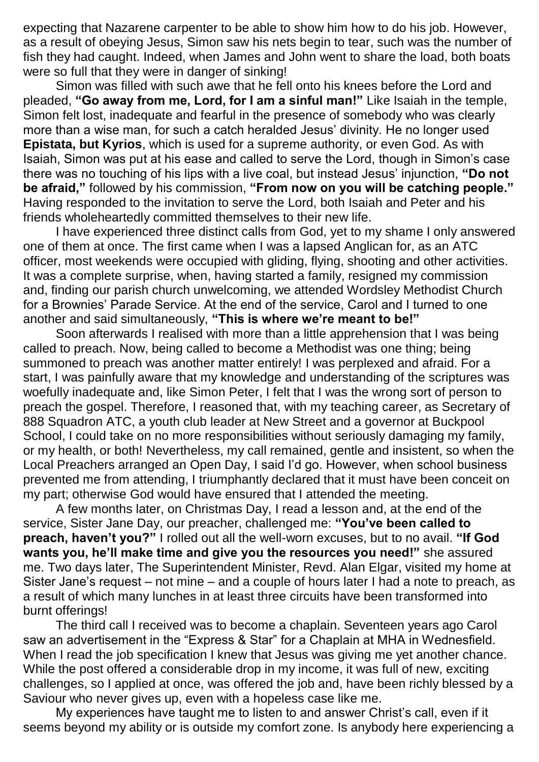expecting that Nazarene carpenter to be able to show him how to do his job. However, as a result of obeying Jesus, Simon saw his nets begin to tear, such was the number of fish they had caught. Indeed, when James and John went to share the load, both boats were so full that they were in danger of sinking!

Simon was filled with such awe that he fell onto his knees before the Lord and pleaded, **"Go away from me, Lord, for I am a sinful man!"** Like Isaiah in the temple, Simon felt lost, inadequate and fearful in the presence of somebody who was clearly more than a wise man, for such a catch heralded Jesus' divinity. He no longer used **Epistata, but Kyrios**, which is used for a supreme authority, or even God. As with Isaiah, Simon was put at his ease and called to serve the Lord, though in Simon's case there was no touching of his lips with a live coal, but instead Jesus' injunction, **"Do not be afraid,"** followed by his commission, **"From now on you will be catching people."** Having responded to the invitation to serve the Lord, both Isaiah and Peter and his friends wholeheartedly committed themselves to their new life.

I have experienced three distinct calls from God, yet to my shame I only answered one of them at once. The first came when I was a lapsed Anglican for, as an ATC officer, most weekends were occupied with gliding, flying, shooting and other activities. It was a complete surprise, when, having started a family, resigned my commission and, finding our parish church unwelcoming, we attended Wordsley Methodist Church for a Brownies' Parade Service. At the end of the service, Carol and I turned to one another and said simultaneously, **"This is where we're meant to be!"**

Soon afterwards I realised with more than a little apprehension that I was being called to preach. Now, being called to become a Methodist was one thing; being summoned to preach was another matter entirely! I was perplexed and afraid. For a start, I was painfully aware that my knowledge and understanding of the scriptures was woefully inadequate and, like Simon Peter, I felt that I was the wrong sort of person to preach the gospel. Therefore, I reasoned that, with my teaching career, as Secretary of 888 Squadron ATC, a youth club leader at New Street and a governor at Buckpool School, I could take on no more responsibilities without seriously damaging my family, or my health, or both! Nevertheless, my call remained, gentle and insistent, so when the Local Preachers arranged an Open Day, I said I'd go. However, when school business prevented me from attending, I triumphantly declared that it must have been conceit on my part; otherwise God would have ensured that I attended the meeting.

A few months later, on Christmas Day, I read a lesson and, at the end of the service, Sister Jane Day, our preacher, challenged me: **"You've been called to preach, haven't you?"** I rolled out all the well-worn excuses, but to no avail. **"If God wants you, he'll make time and give you the resources you need!"** she assured me. Two days later, The Superintendent Minister, Revd. Alan Elgar, visited my home at Sister Jane's request – not mine – and a couple of hours later I had a note to preach, as a result of which many lunches in at least three circuits have been transformed into burnt offerings!

The third call I received was to become a chaplain. Seventeen years ago Carol saw an advertisement in the "Express & Star" for a Chaplain at MHA in Wednesfield. When I read the job specification I knew that Jesus was giving me yet another chance. While the post offered a considerable drop in my income, it was full of new, exciting challenges, so I applied at once, was offered the job and, have been richly blessed by a Saviour who never gives up, even with a hopeless case like me.

My experiences have taught me to listen to and answer Christ's call, even if it seems beyond my ability or is outside my comfort zone. Is anybody here experiencing a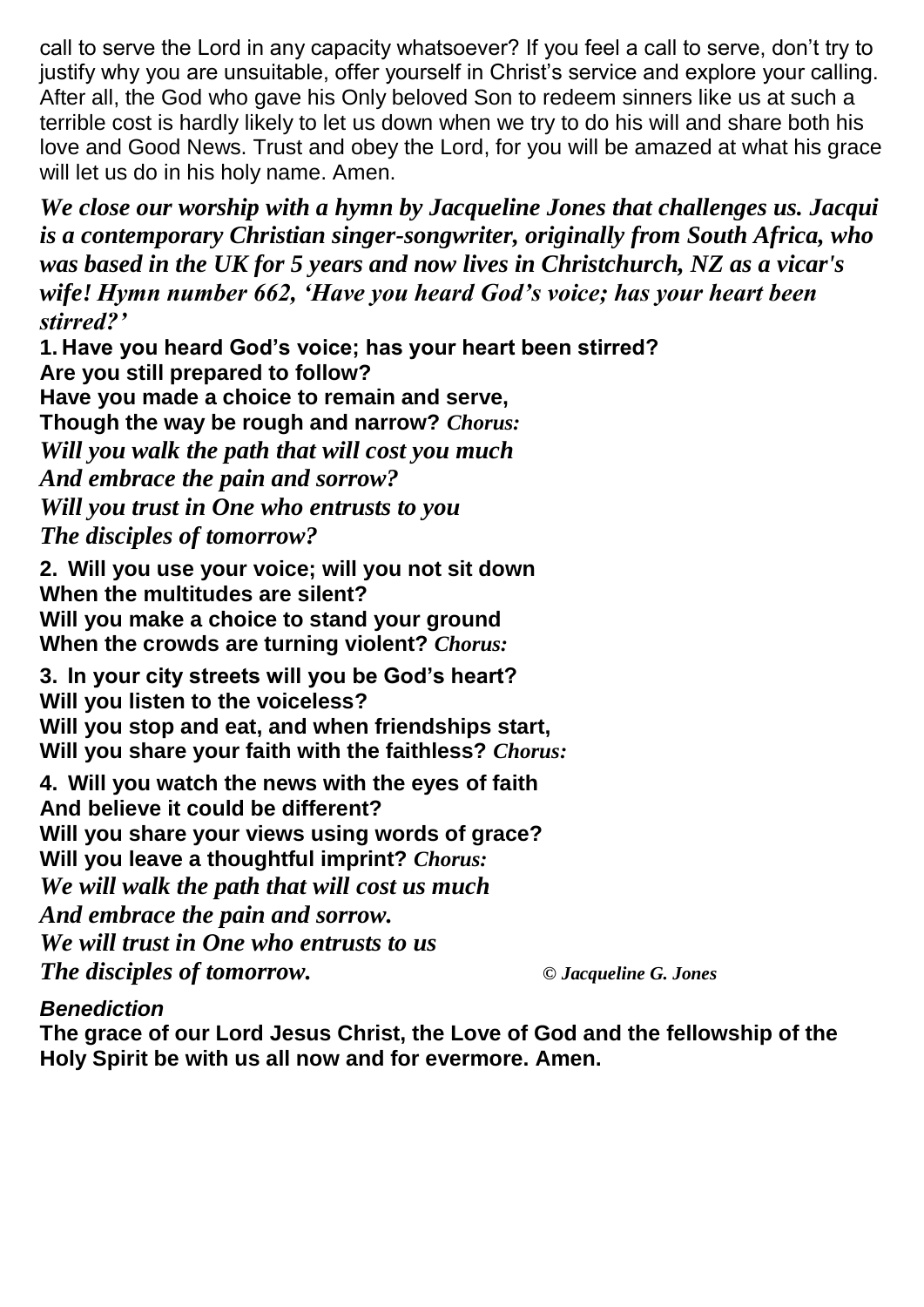call to serve the Lord in any capacity whatsoever? If you feel a call to serve, don't try to justify why you are unsuitable, offer yourself in Christ's service and explore your calling. After all, the God who gave his Only beloved Son to redeem sinners like us at such a terrible cost is hardly likely to let us down when we try to do his will and share both his love and Good News. Trust and obey the Lord, for you will be amazed at what his grace will let us do in his holy name. Amen.

***We close our worship with a hymn by Jacqueline Jones that challenges us. Jacqui is a contemporary Christian singer-songwriter, originally from South Africa, who was based in the UK for 5 years and now lives in Christchurch, NZ as a vicar's wife! Hymn number 662, 'Have you heard God's voice; has your heart been stirred?'***

**1. Have you heard God's voice; has your heart been stirred?**
**Are you still prepared to follow?**
**Have you made a choice to remain and serve,**
**Though the way be rough and narrow?** ***Chorus:***
***Will you walk the path that will cost you much***
***And embrace the pain and sorrow?***
***Will you trust in One who entrusts to you***
***The disciples of tomorrow?***

**2. Will you use your voice; will you not sit down**
**When the multitudes are silent?**
**Will you make a choice to stand your ground**
**When the crowds are turning violent?** ***Chorus:***

**3. In your city streets will you be God's heart?**
**Will you listen to the voiceless?**
**Will you stop and eat, and when friendships start,**
**Will you share your faith with the faithless?** ***Chorus:***

**4. Will you watch the news with the eyes of faith**
**And believe it could be different?**
**Will you share your views using words of grace?**
**Will you leave a thoughtful imprint?** ***Chorus:***
***We will walk the path that will cost us much***
***And embrace the pain and sorrow.***
***We will trust in One who entrusts to us***
***The disciples of tomorrow.*** ***© Jacqueline G. Jones***

***Benediction***

**The grace of our Lord Jesus Christ, the Love of God and the fellowship of the Holy Spirit be with us all now and for evermore. Amen.**